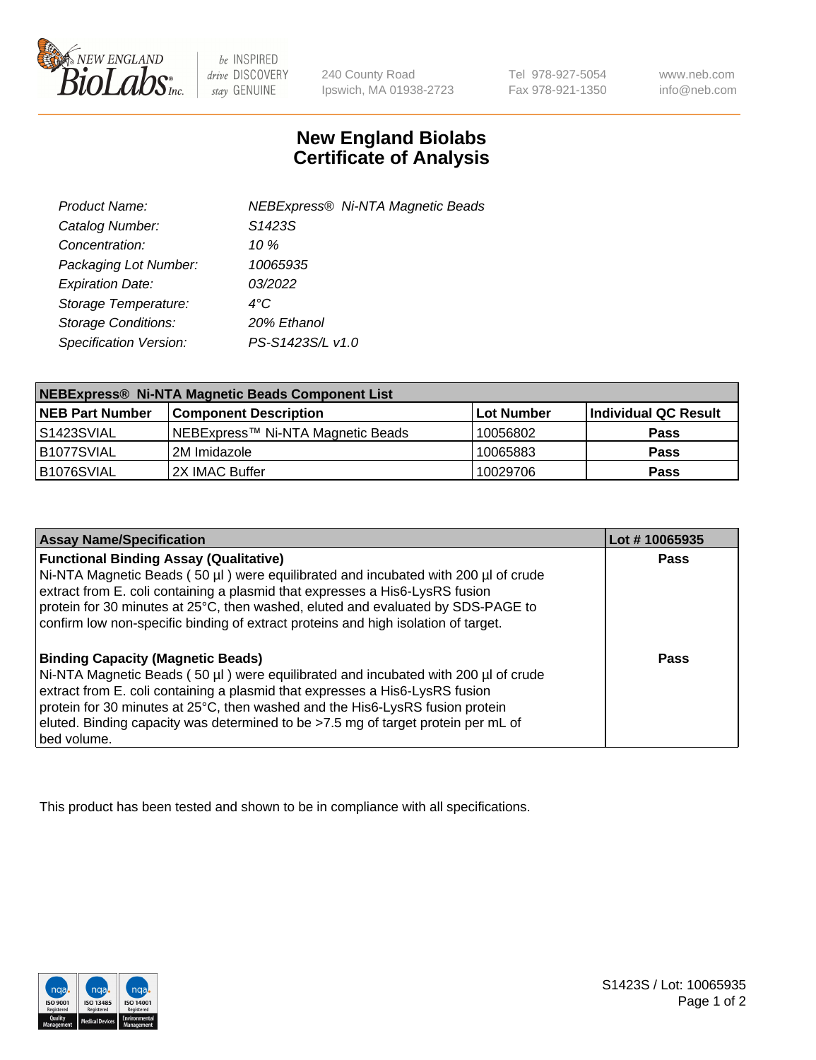New England BioLabs Inc. — be INSPIRED drive DISCOVERY stay GENUINE

240 County Road
Ipswich, MA 01938-2723

Tel 978-927-5054
Fax 978-921-1350

www.neb.com
info@neb.com

# New England Biolabs
# Certificate of Analysis

| | |
|---|---|
| *Product Name:* | *NEBExpress® Ni-NTA Magnetic Beads* |
| *Catalog Number:* | *S1423S* |
| *Concentration:* | *10 %* |
| *Packaging Lot Number:* | *10065935* |
| *Expiration Date:* | *03/2022* |
| *Storage Temperature:* | *4°C* |
| *Storage Conditions:* | *20% Ethanol* |
| *Specification Version:* | *PS-S1423S/L v1.0* |

| **NEBExpress® Ni-NTA Magnetic Beads Component List** | | | |
|---|---|---|---|
| **NEB Part Number** | **Component Description** | **Lot Number** | **Individual QC Result** |
| S1423SVIAL | NEBExpress™ Ni-NTA Magnetic Beads | 10056802 | **Pass** |
| B1077SVIAL | 2M Imidazole | 10065883 | **Pass** |
| B1076SVIAL | 2X IMAC Buffer | 10029706 | **Pass** |

| **Assay Name/Specification** | **Lot # 10065935** |
|---|---|
| **Functional Binding Assay (Qualitative)**<br>Ni-NTA Magnetic Beads ( 50 µl ) were equilibrated and incubated with 200 µl of crude extract from E. coli containing a plasmid that expresses a His6-LysRS fusion protein for 30 minutes at 25°C, then washed, eluted and evaluated by SDS-PAGE to confirm low non-specific binding of extract proteins and high isolation of target. | **Pass** |
| **Binding Capacity (Magnetic Beads)**<br>Ni-NTA Magnetic Beads ( 50 µl ) were equilibrated and incubated with 200 µl of crude extract from E. coli containing a plasmid that expresses a His6-LysRS fusion protein for 30 minutes at 25°C, then washed and the His6-LysRS fusion protein eluted. Binding capacity was determined to be >7.5 mg of target protein per mL of bed volume. | **Pass** |

This product has been tested and shown to be in compliance with all specifications.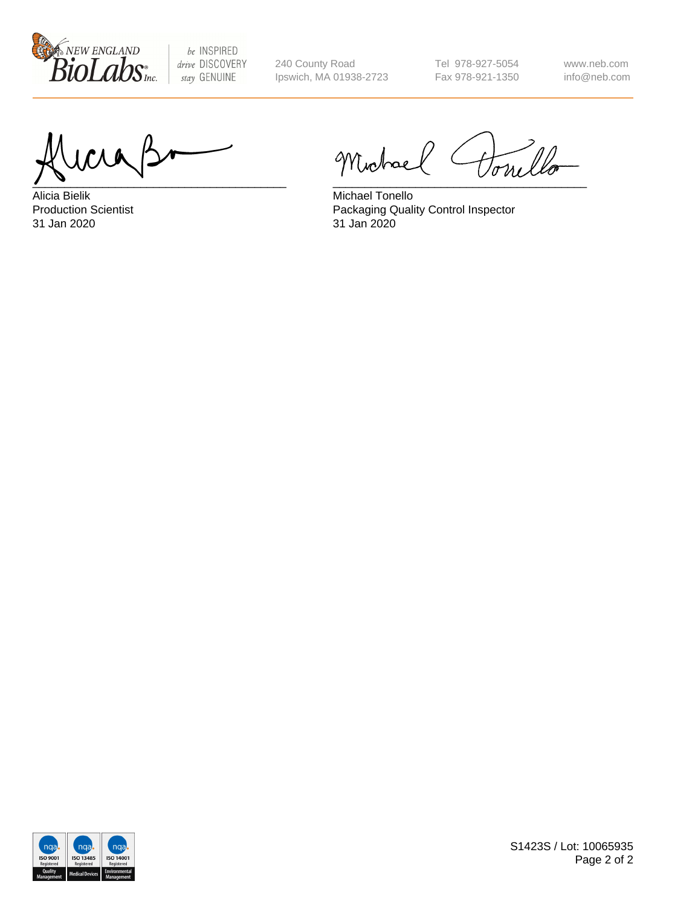Alicia Bielik
Production Scientist
31 Jan 2020

Michael Tonello
Packaging Quality Control Inspector
31 Jan 2020

S1423S / Lot: 10065935